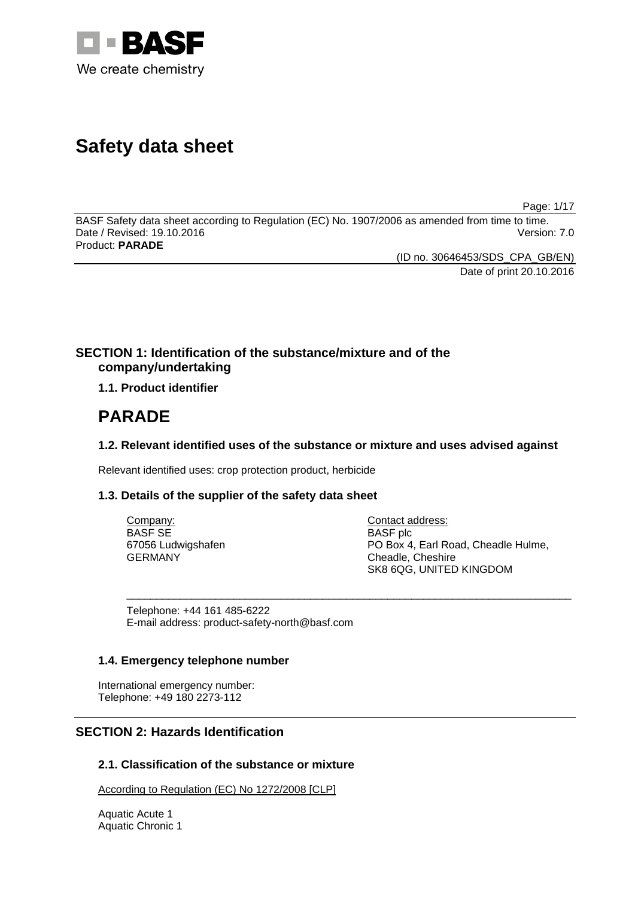We create chemistry

# Safety data sheet

BASF Safety data sheet according to Regulation (EC) No. 1907/2006 as amended from time to time.
Date / Revised: 19.10.2016 Version: 7.0
Product: **PARADE**

(ID no. 30646453/SDS_CPA_GB/EN)
Date of print 20.10.2016

## SECTION 1: Identification of the substance/mixture and of the company/undertaking

### 1.1. Product identifier

# PARADE

### 1.2. Relevant identified uses of the substance or mixture and uses advised against

Relevant identified uses: crop protection product, herbicide

### 1.3. Details of the supplier of the safety data sheet

Company:
BASF SE
67056 Ludwigshafen
GERMANY

Contact address:
BASF plc
PO Box 4, Earl Road, Cheadle Hulme,
Cheadle, Cheshire
SK8 6QG, UNITED KINGDOM

Telephone: +44 161 485-6222
E-mail address: product-safety-north@basf.com

### 1.4. Emergency telephone number

International emergency number:
Telephone: +49 180 2273-112

## SECTION 2: Hazards Identification

### 2.1. Classification of the substance or mixture

According to Regulation (EC) No 1272/2008 [CLP]

Aquatic Acute 1
Aquatic Chronic 1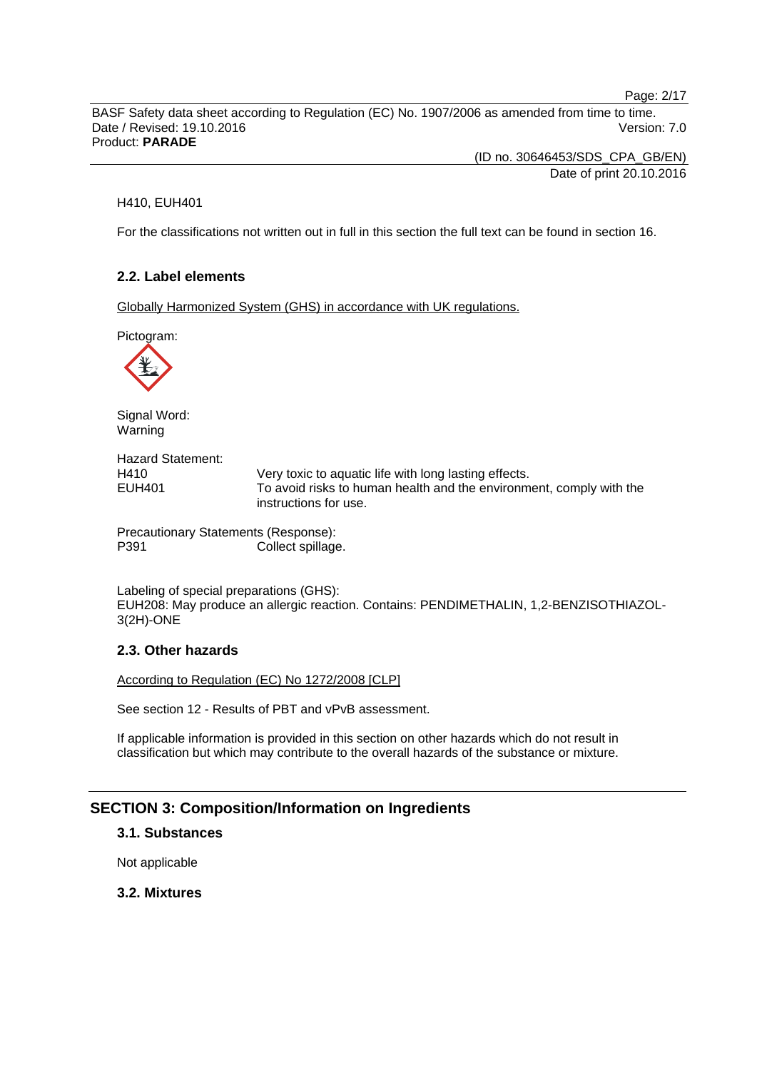H410, EUH401

For the classifications not written out in full in this section the full text can be found in section 16.

### 2.2. Label elements

Globally Harmonized System (GHS) in accordance with UK regulations.

Pictogram:

Signal Word:
Warning

Hazard Statement:

| | |
|---|---|
| H410 | Very toxic to aquatic life with long lasting effects. |
| EUH401 | To avoid risks to human health and the environment, comply with the instructions for use. |

Precautionary Statements (Response):

| | |
|---|---|
| P391 | Collect spillage. |

Labeling of special preparations (GHS):
EUH208: May produce an allergic reaction. Contains: PENDIMETHALIN, 1,2-BENZISOTHIAZOL-3(2H)-ONE

### 2.3. Other hazards

According to Regulation (EC) No 1272/2008 [CLP]

See section 12 - Results of PBT and vPvB assessment.

If applicable information is provided in this section on other hazards which do not result in classification but which may contribute to the overall hazards of the substance or mixture.

## SECTION 3: Composition/Information on Ingredients

### 3.1. Substances

Not applicable

### 3.2. Mixtures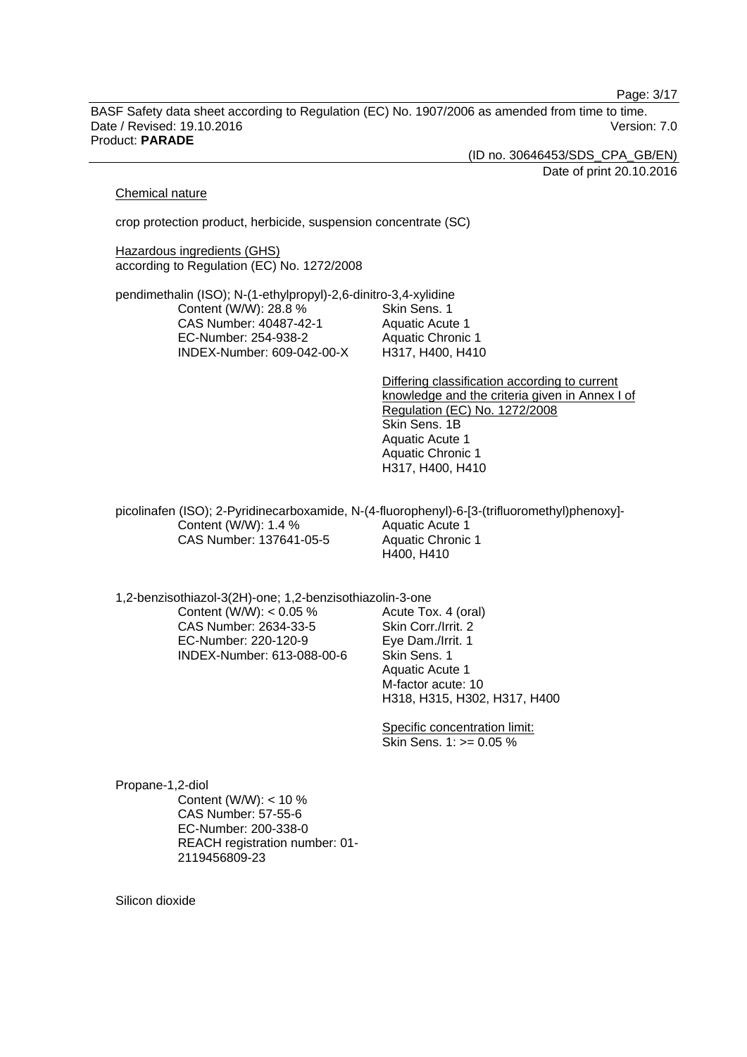Chemical nature

crop protection product, herbicide, suspension concentrate (SC)

Hazardous ingredients (GHS)
according to Regulation (EC) No. 1272/2008

pendimethalin (ISO); N-(1-ethylpropyl)-2,6-dinitro-3,4-xylidine

| | |
|---|---|
| Content (W/W): 28.8 % | Skin Sens. 1 |
| CAS Number: 40487-42-1 | Aquatic Acute 1 |
| EC-Number: 254-938-2 | Aquatic Chronic 1 |
| INDEX-Number: 609-042-00-X | H317, H400, H410 |

Differing classification according to current knowledge and the criteria given in Annex I of Regulation (EC) No. 1272/2008
Skin Sens. 1B
Aquatic Acute 1
Aquatic Chronic 1
H317, H400, H410

picolinafen (ISO); 2-Pyridinecarboxamide, N-(4-fluorophenyl)-6-[3-(trifluoromethyl)phenoxy]-

| | |
|---|---|
| Content (W/W): 1.4 % | Aquatic Acute 1 |
| CAS Number: 137641-05-5 | Aquatic Chronic 1 |
| | H400, H410 |

1,2-benzisothiazol-3(2H)-one; 1,2-benzisothiazolin-3-one

| | |
|---|---|
| Content (W/W): < 0.05 % | Acute Tox. 4 (oral) |
| CAS Number: 2634-33-5 | Skin Corr./Irrit. 2 |
| EC-Number: 220-120-9 | Eye Dam./Irrit. 1 |
| INDEX-Number: 613-088-00-6 | Skin Sens. 1 |
| | Aquatic Acute 1 |
| | M-factor acute: 10 |
| | H318, H315, H302, H317, H400 |

Specific concentration limit:
Skin Sens. 1: >= 0.05 %

Propane-1,2-diol
Content (W/W): < 10 %
CAS Number: 57-55-6
EC-Number: 200-338-0
REACH registration number: 01-2119456809-23

Silicon dioxide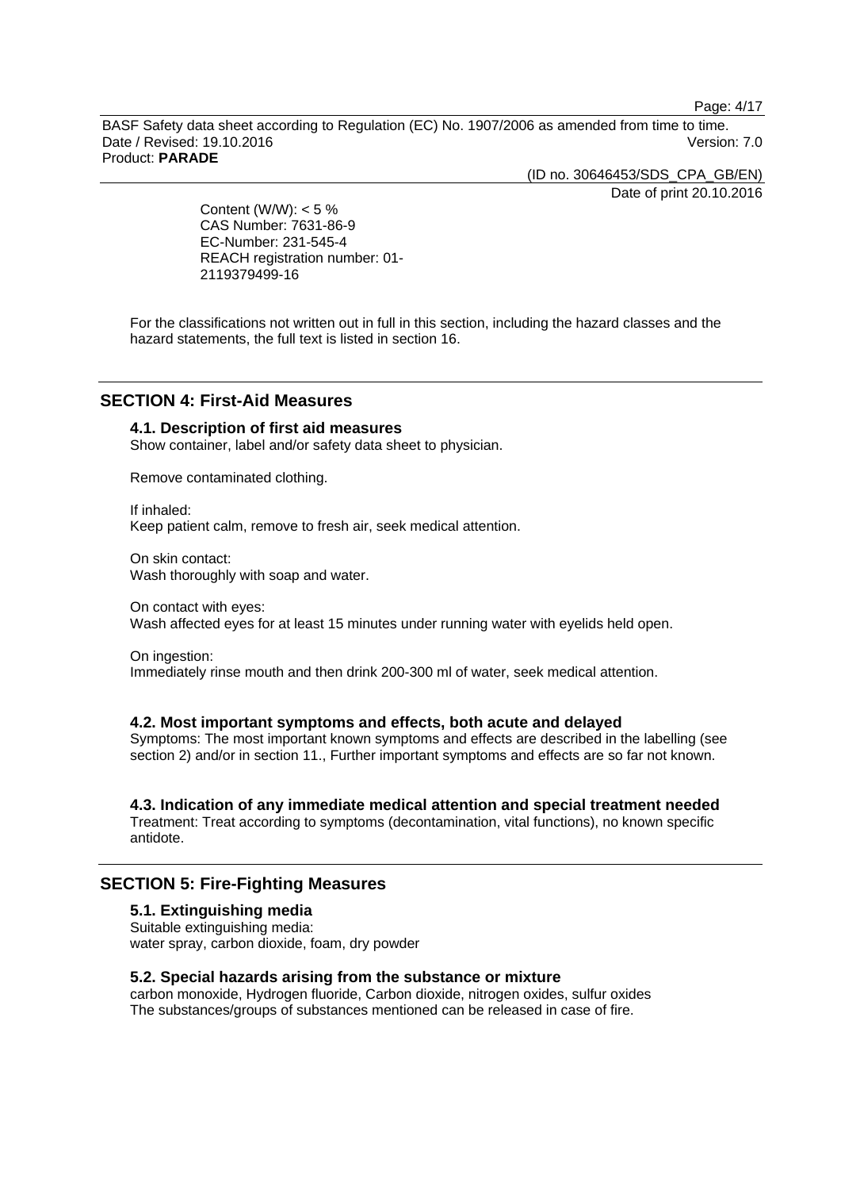Content (W/W): < 5 %
CAS Number: 7631-86-9
EC-Number: 231-545-4
REACH registration number: 01-2119379499-16

For the classifications not written out in full in this section, including the hazard classes and the hazard statements, the full text is listed in section 16.

## SECTION 4: First-Aid Measures

### 4.1. Description of first aid measures

Show container, label and/or safety data sheet to physician.

Remove contaminated clothing.

If inhaled:
Keep patient calm, remove to fresh air, seek medical attention.

On skin contact:
Wash thoroughly with soap and water.

On contact with eyes:
Wash affected eyes for at least 15 minutes under running water with eyelids held open.

On ingestion:
Immediately rinse mouth and then drink 200-300 ml of water, seek medical attention.

### 4.2. Most important symptoms and effects, both acute and delayed

Symptoms: The most important known symptoms and effects are described in the labelling (see section 2) and/or in section 11., Further important symptoms and effects are so far not known.

### 4.3. Indication of any immediate medical attention and special treatment needed

Treatment: Treat according to symptoms (decontamination, vital functions), no known specific antidote.

## SECTION 5: Fire-Fighting Measures

### 5.1. Extinguishing media

Suitable extinguishing media:
water spray, carbon dioxide, foam, dry powder

### 5.2. Special hazards arising from the substance or mixture

carbon monoxide, Hydrogen fluoride, Carbon dioxide, nitrogen oxides, sulfur oxides
The substances/groups of substances mentioned can be released in case of fire.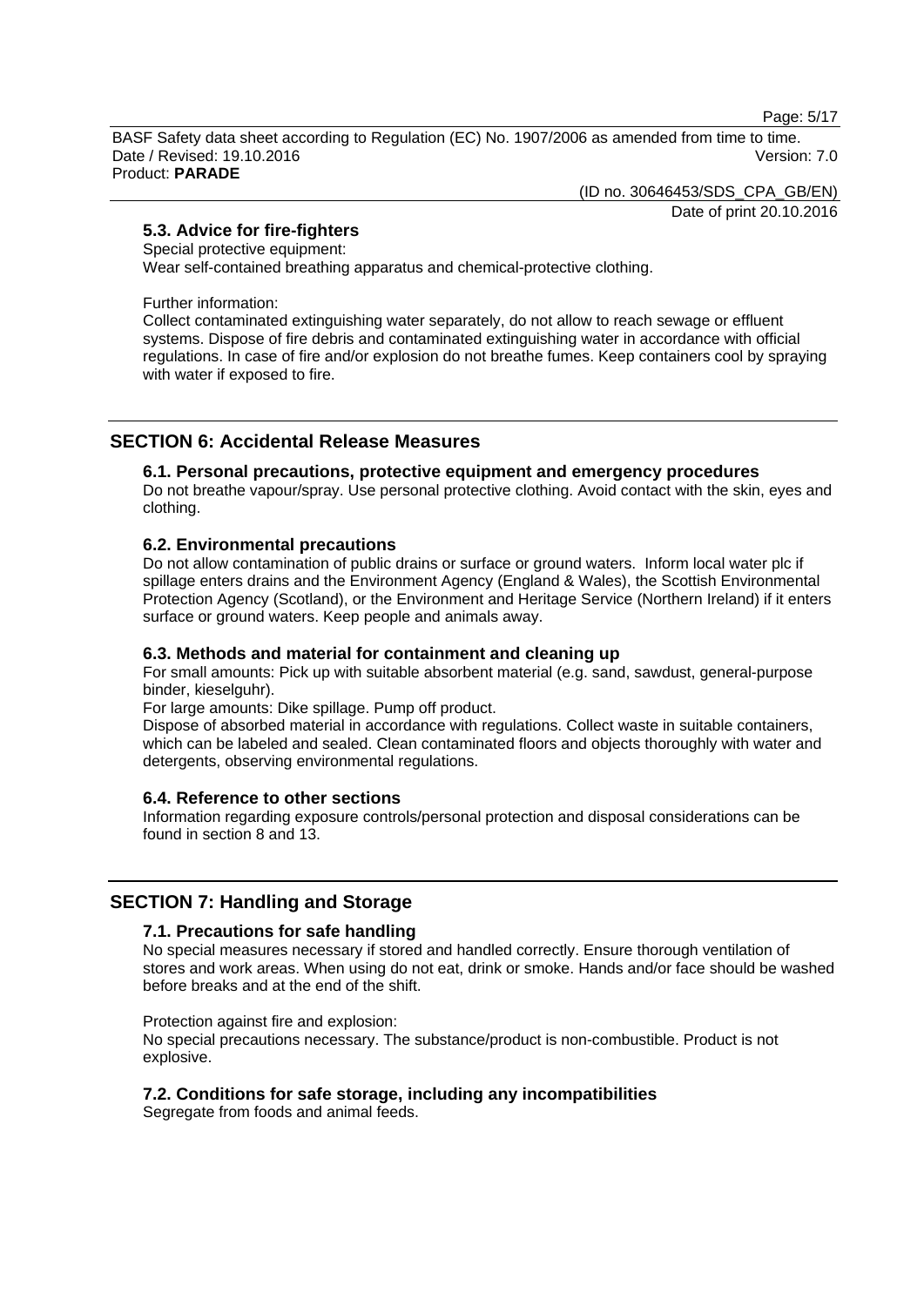### 5.3. Advice for fire-fighters

Special protective equipment:
Wear self-contained breathing apparatus and chemical-protective clothing.

Further information:
Collect contaminated extinguishing water separately, do not allow to reach sewage or effluent systems. Dispose of fire debris and contaminated extinguishing water in accordance with official regulations. In case of fire and/or explosion do not breathe fumes. Keep containers cool by spraying with water if exposed to fire.

## SECTION 6: Accidental Release Measures

### 6.1. Personal precautions, protective equipment and emergency procedures

Do not breathe vapour/spray. Use personal protective clothing. Avoid contact with the skin, eyes and clothing.

### 6.2. Environmental precautions

Do not allow contamination of public drains or surface or ground waters. Inform local water plc if spillage enters drains and the Environment Agency (England & Wales), the Scottish Environmental Protection Agency (Scotland), or the Environment and Heritage Service (Northern Ireland) if it enters surface or ground waters. Keep people and animals away.

### 6.3. Methods and material for containment and cleaning up

For small amounts: Pick up with suitable absorbent material (e.g. sand, sawdust, general-purpose binder, kieselguhr).
For large amounts: Dike spillage. Pump off product.
Dispose of absorbed material in accordance with regulations. Collect waste in suitable containers, which can be labeled and sealed. Clean contaminated floors and objects thoroughly with water and detergents, observing environmental regulations.

### 6.4. Reference to other sections

Information regarding exposure controls/personal protection and disposal considerations can be found in section 8 and 13.

## SECTION 7: Handling and Storage

### 7.1. Precautions for safe handling

No special measures necessary if stored and handled correctly. Ensure thorough ventilation of stores and work areas. When using do not eat, drink or smoke. Hands and/or face should be washed before breaks and at the end of the shift.

Protection against fire and explosion:
No special precautions necessary. The substance/product is non-combustible. Product is not explosive.

### 7.2. Conditions for safe storage, including any incompatibilities

Segregate from foods and animal feeds.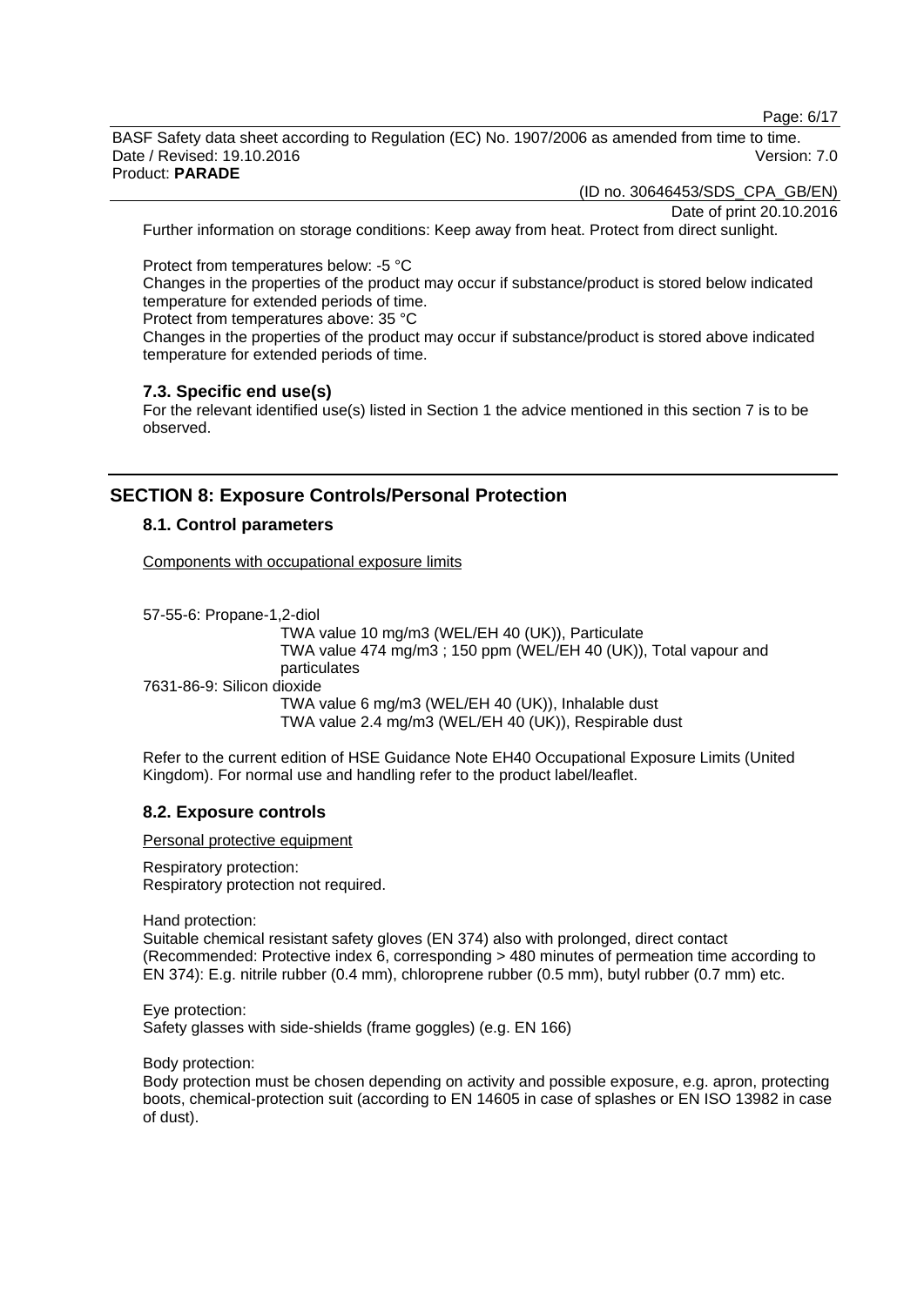Further information on storage conditions: Keep away from heat. Protect from direct sunlight.

Protect from temperatures below: -5 °C
Changes in the properties of the product may occur if substance/product is stored below indicated temperature for extended periods of time.
Protect from temperatures above: 35 °C
Changes in the properties of the product may occur if substance/product is stored above indicated temperature for extended periods of time.

### 7.3. Specific end use(s)

For the relevant identified use(s) listed in Section 1 the advice mentioned in this section 7 is to be observed.

## SECTION 8: Exposure Controls/Personal Protection

### 8.1. Control parameters

Components with occupational exposure limits

57-55-6: Propane-1,2-diol
TWA value 10 mg/m3 (WEL/EH 40 (UK)), Particulate
TWA value 474 mg/m3 ; 150 ppm (WEL/EH 40 (UK)), Total vapour and particulates

7631-86-9: Silicon dioxide
TWA value 6 mg/m3 (WEL/EH 40 (UK)), Inhalable dust
TWA value 2.4 mg/m3 (WEL/EH 40 (UK)), Respirable dust

Refer to the current edition of HSE Guidance Note EH40 Occupational Exposure Limits (United Kingdom). For normal use and handling refer to the product label/leaflet.

### 8.2. Exposure controls

Personal protective equipment

Respiratory protection:
Respiratory protection not required.

Hand protection:
Suitable chemical resistant safety gloves (EN 374) also with prolonged, direct contact (Recommended: Protective index 6, corresponding > 480 minutes of permeation time according to EN 374): E.g. nitrile rubber (0.4 mm), chloroprene rubber (0.5 mm), butyl rubber (0.7 mm) etc.

Eye protection:
Safety glasses with side-shields (frame goggles) (e.g. EN 166)

Body protection:
Body protection must be chosen depending on activity and possible exposure, e.g. apron, protecting boots, chemical-protection suit (according to EN 14605 in case of splashes or EN ISO 13982 in case of dust).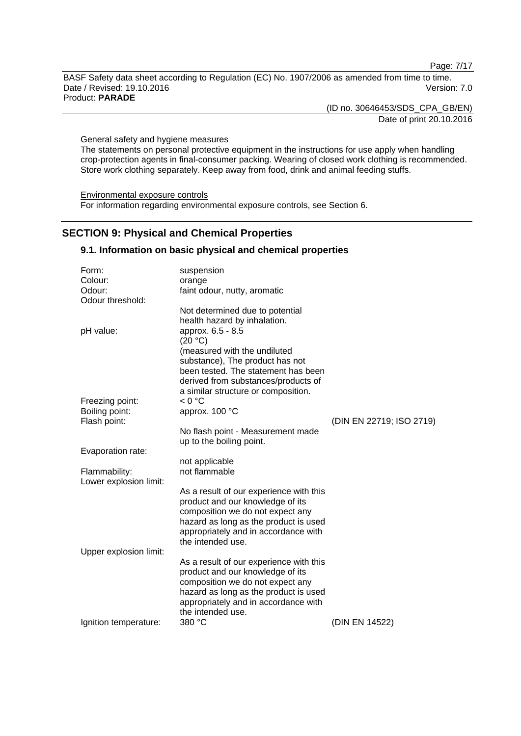General safety and hygiene measures

The statements on personal protective equipment in the instructions for use apply when handling crop-protection agents in final-consumer packing. Wearing of closed work clothing is recommended. Store work clothing separately. Keep away from food, drink and animal feeding stuffs.

Environmental exposure controls

For information regarding environmental exposure controls, see Section 6.

## SECTION 9: Physical and Chemical Properties

### 9.1. Information on basic physical and chemical properties

| Property | Value | Method |
|---|---|---|
| Form: | suspension | |
| Colour: | orange | |
| Odour: | faint odour, nutty, aromatic | |
| Odour threshold: | Not determined due to potential health hazard by inhalation. | |
| pH value: | approx. 6.5 - 8.5 (20 °C) (measured with the undiluted substance), The product has not been tested. The statement has been derived from substances/products of a similar structure or composition. | |
| Freezing point: | < 0 °C | |
| Boiling point: | approx. 100 °C | |
| Flash point: | No flash point - Measurement made up to the boiling point. | (DIN EN 22719; ISO 2719) |
| Evaporation rate: | not applicable | |
| Flammability: | not flammable | |
| Lower explosion limit: | As a result of our experience with this product and our knowledge of its composition we do not expect any hazard as long as the product is used appropriately and in accordance with the intended use. | |
| Upper explosion limit: | As a result of our experience with this product and our knowledge of its composition we do not expect any hazard as long as the product is used appropriately and in accordance with the intended use. | |
| Ignition temperature: | 380 °C | (DIN EN 14522) |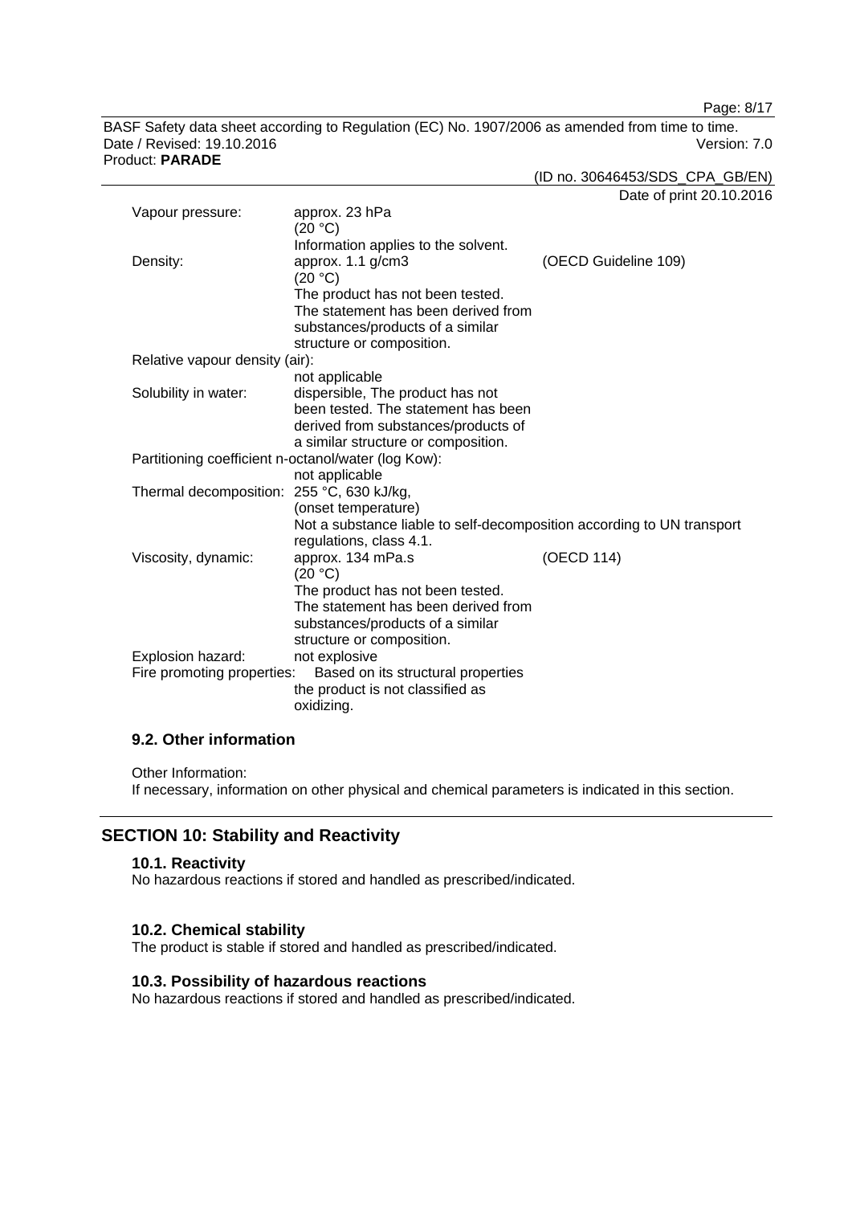| | | |
|---|---|---|
| Vapour pressure: | approx. 23 hPa<br>(20 °C)<br>Information applies to the solvent. | |
| Density: | approx. 1.1 g/cm3<br>(20 °C)<br>The product has not been tested. The statement has been derived from substances/products of a similar structure or composition. | (OECD Guideline 109) |
| Relative vapour density (air): | not applicable | |
| Solubility in water: | dispersible, The product has not been tested. The statement has been derived from substances/products of a similar structure or composition. | |
| Partitioning coefficient n-octanol/water (log Kow): | not applicable | |
| Thermal decomposition: | 255 °C, 630 kJ/kg,<br>(onset temperature)<br>Not a substance liable to self-decomposition according to UN transport regulations, class 4.1. | |
| Viscosity, dynamic: | approx. 134 mPa.s<br>(20 °C)<br>The product has not been tested. The statement has been derived from substances/products of a similar structure or composition. | (OECD 114) |
| Explosion hazard: | not explosive | |
| Fire promoting properties: | Based on its structural properties the product is not classified as oxidizing. | |

### 9.2. Other information

Other Information:
If necessary, information on other physical and chemical parameters is indicated in this section.

## SECTION 10: Stability and Reactivity

### 10.1. Reactivity

No hazardous reactions if stored and handled as prescribed/indicated.

### 10.2. Chemical stability

The product is stable if stored and handled as prescribed/indicated.

### 10.3. Possibility of hazardous reactions

No hazardous reactions if stored and handled as prescribed/indicated.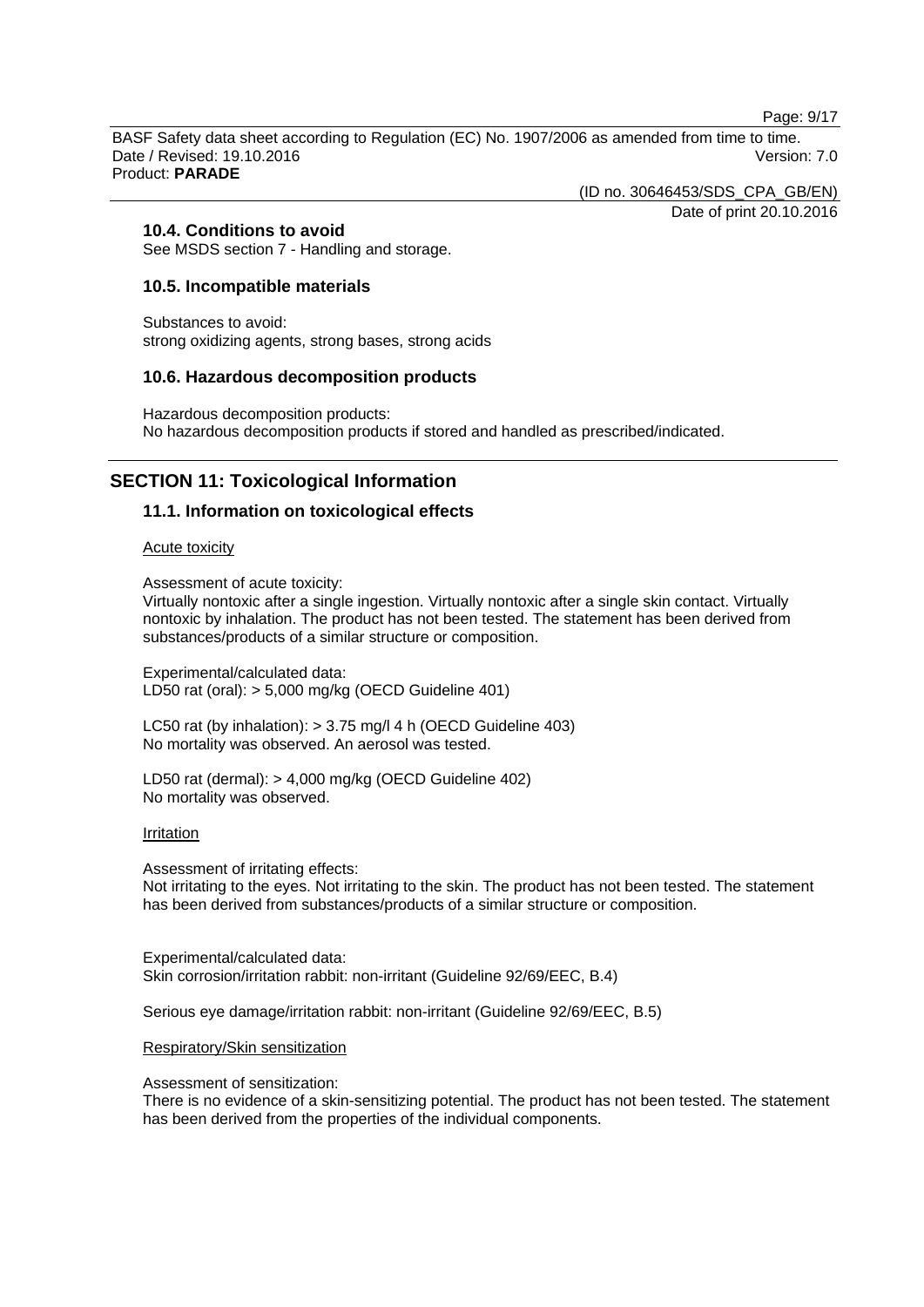### 10.4. Conditions to avoid

See MSDS section 7 - Handling and storage.

### 10.5. Incompatible materials

Substances to avoid:
strong oxidizing agents, strong bases, strong acids

### 10.6. Hazardous decomposition products

Hazardous decomposition products:
No hazardous decomposition products if stored and handled as prescribed/indicated.

## SECTION 11: Toxicological Information

### 11.1. Information on toxicological effects

Acute toxicity

Assessment of acute toxicity:
Virtually nontoxic after a single ingestion. Virtually nontoxic after a single skin contact. Virtually nontoxic by inhalation. The product has not been tested. The statement has been derived from substances/products of a similar structure or composition.

Experimental/calculated data:
LD50 rat (oral): > 5,000 mg/kg (OECD Guideline 401)

LC50 rat (by inhalation): > 3.75 mg/l 4 h (OECD Guideline 403)
No mortality was observed. An aerosol was tested.

LD50 rat (dermal): > 4,000 mg/kg (OECD Guideline 402)
No mortality was observed.

Irritation

Assessment of irritating effects:
Not irritating to the eyes. Not irritating to the skin. The product has not been tested. The statement has been derived from substances/products of a similar structure or composition.

Experimental/calculated data:
Skin corrosion/irritation rabbit: non-irritant (Guideline 92/69/EEC, B.4)

Serious eye damage/irritation rabbit: non-irritant (Guideline 92/69/EEC, B.5)

Respiratory/Skin sensitization

Assessment of sensitization:
There is no evidence of a skin-sensitizing potential. The product has not been tested. The statement has been derived from the properties of the individual components.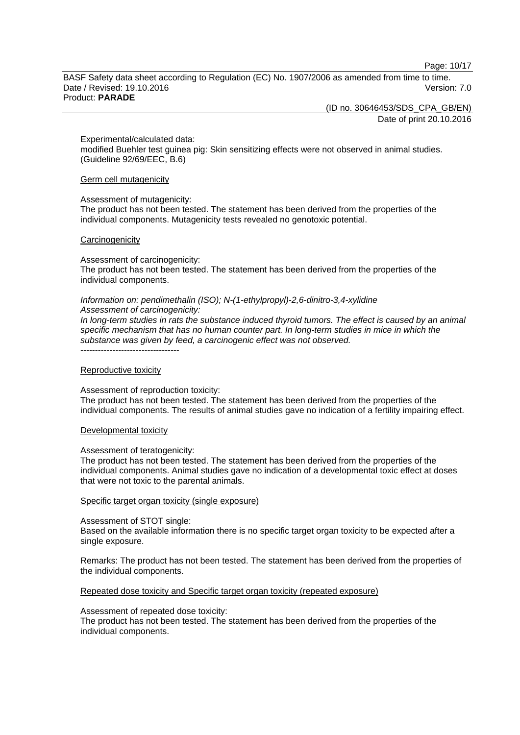Experimental/calculated data:
modified Buehler test guinea pig: Skin sensitizing effects were not observed in animal studies. (Guideline 92/69/EEC, B.6)

Germ cell mutagenicity

Assessment of mutagenicity:
The product has not been tested. The statement has been derived from the properties of the individual components. Mutagenicity tests revealed no genotoxic potential.

Carcinogenicity

Assessment of carcinogenicity:
The product has not been tested. The statement has been derived from the properties of the individual components.

*Information on: pendimethalin (ISO); N-(1-ethylpropyl)-2,6-dinitro-3,4-xylidine*
*Assessment of carcinogenicity:*
*In long-term studies in rats the substance induced thyroid tumors. The effect is caused by an animal specific mechanism that has no human counter part. In long-term studies in mice in which the substance was given by feed, a carcinogenic effect was not observed.*
----------------------------------

Reproductive toxicity

Assessment of reproduction toxicity:
The product has not been tested. The statement has been derived from the properties of the individual components. The results of animal studies gave no indication of a fertility impairing effect.

Developmental toxicity

Assessment of teratogenicity:
The product has not been tested. The statement has been derived from the properties of the individual components. Animal studies gave no indication of a developmental toxic effect at doses that were not toxic to the parental animals.

Specific target organ toxicity (single exposure)

Assessment of STOT single:
Based on the available information there is no specific target organ toxicity to be expected after a single exposure.

Remarks: The product has not been tested. The statement has been derived from the properties of the individual components.

Repeated dose toxicity and Specific target organ toxicity (repeated exposure)

Assessment of repeated dose toxicity:
The product has not been tested. The statement has been derived from the properties of the individual components.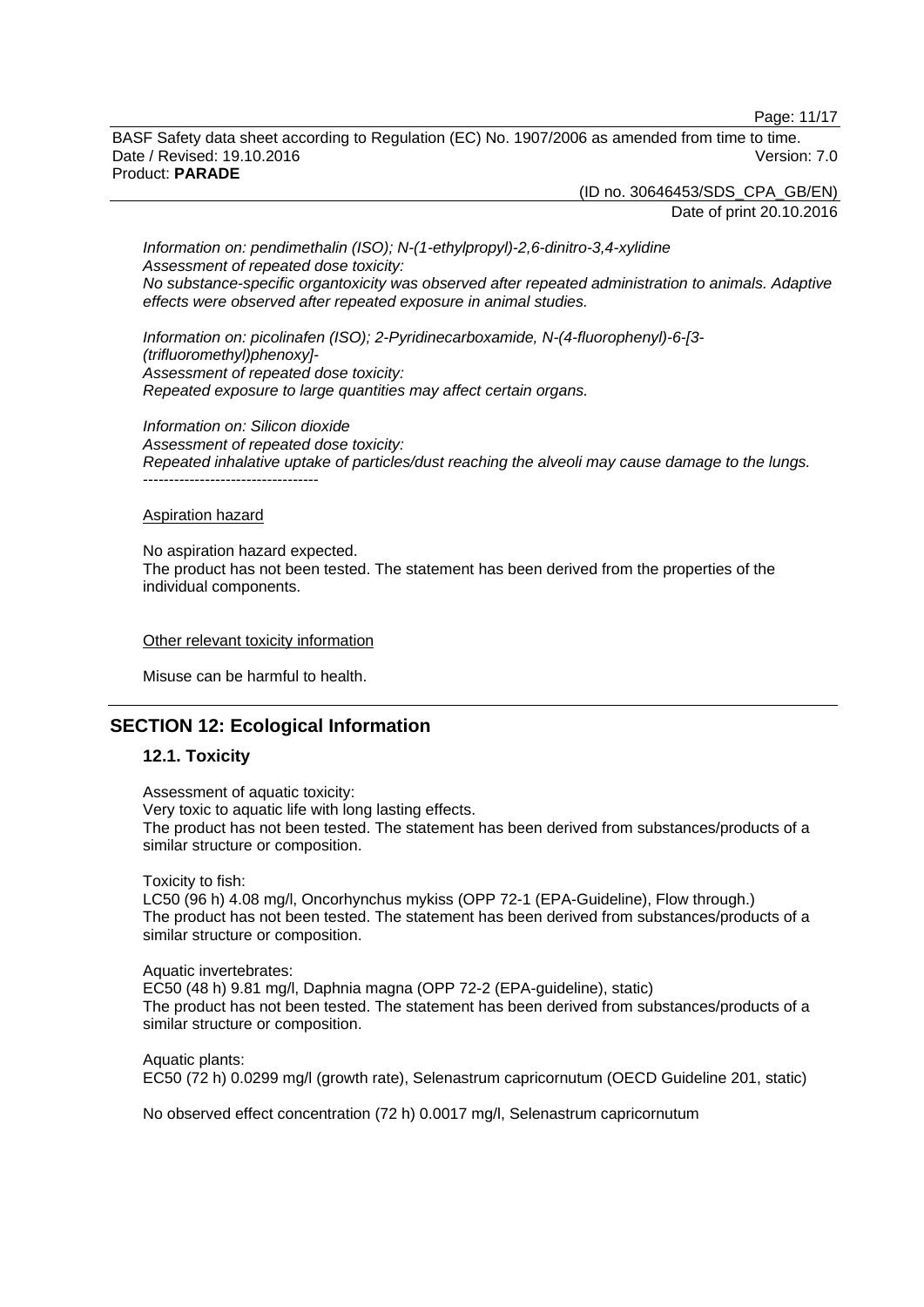*Information on: pendimethalin (ISO); N-(1-ethylpropyl)-2,6-dinitro-3,4-xylidine*
*Assessment of repeated dose toxicity:*
*No substance-specific organtoxicity was observed after repeated administration to animals. Adaptive effects were observed after repeated exposure in animal studies.*

*Information on: picolinafen (ISO); 2-Pyridinecarboxamide, N-(4-fluorophenyl)-6-[3-(trifluoromethyl)phenoxy]-*
*Assessment of repeated dose toxicity:*
*Repeated exposure to large quantities may affect certain organs.*

*Information on: Silicon dioxide*
*Assessment of repeated dose toxicity:*
*Repeated inhalative uptake of particles/dust reaching the alveoli may cause damage to the lungs.*
----------------------------------

Aspiration hazard

No aspiration hazard expected.
The product has not been tested. The statement has been derived from the properties of the individual components.

Other relevant toxicity information

Misuse can be harmful to health.

## SECTION 12: Ecological Information

### 12.1. Toxicity

Assessment of aquatic toxicity:
Very toxic to aquatic life with long lasting effects.
The product has not been tested. The statement has been derived from substances/products of a similar structure or composition.

Toxicity to fish:
LC50 (96 h) 4.08 mg/l, Oncorhynchus mykiss (OPP 72-1 (EPA-Guideline), Flow through.)
The product has not been tested. The statement has been derived from substances/products of a similar structure or composition.

Aquatic invertebrates:
EC50 (48 h) 9.81 mg/l, Daphnia magna (OPP 72-2 (EPA-guideline), static)
The product has not been tested. The statement has been derived from substances/products of a similar structure or composition.

Aquatic plants:
EC50 (72 h) 0.0299 mg/l (growth rate), Selenastrum capricornutum (OECD Guideline 201, static)

No observed effect concentration (72 h) 0.0017 mg/l, Selenastrum capricornutum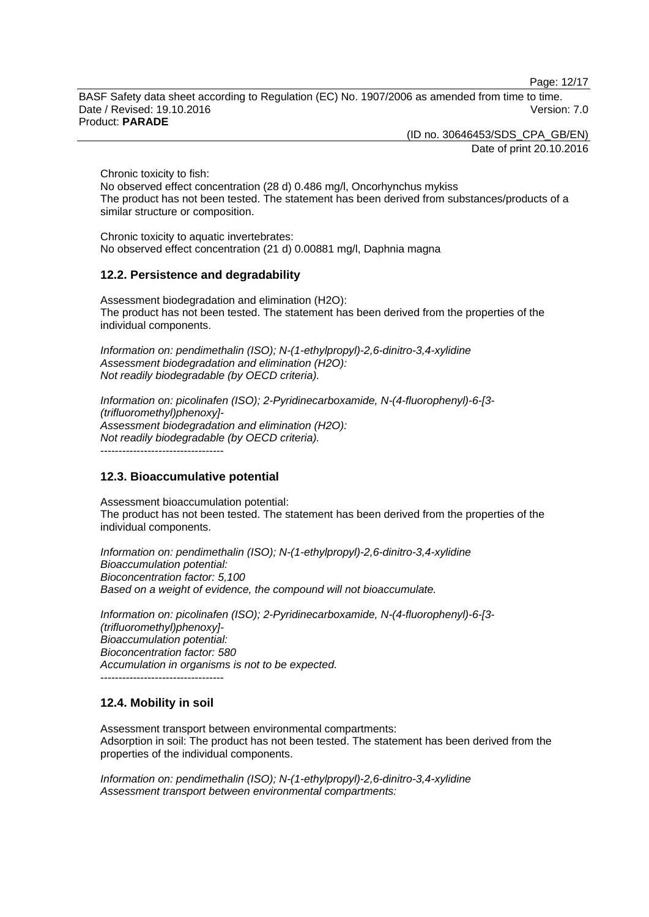Chronic toxicity to fish:
No observed effect concentration (28 d) 0.486 mg/l, Oncorhynchus mykiss
The product has not been tested. The statement has been derived from substances/products of a similar structure or composition.

Chronic toxicity to aquatic invertebrates:
No observed effect concentration (21 d) 0.00881 mg/l, Daphnia magna

### 12.2. Persistence and degradability

Assessment biodegradation and elimination (H2O):
The product has not been tested. The statement has been derived from the properties of the individual components.

*Information on: pendimethalin (ISO); N-(1-ethylpropyl)-2,6-dinitro-3,4-xylidine*
*Assessment biodegradation and elimination (H2O):*
*Not readily biodegradable (by OECD criteria).*

*Information on: picolinafen (ISO); 2-Pyridinecarboxamide, N-(4-fluorophenyl)-6-[3-(trifluoromethyl)phenoxy]-*
*Assessment biodegradation and elimination (H2O):*
*Not readily biodegradable (by OECD criteria).*
----------------------------------

### 12.3. Bioaccumulative potential

Assessment bioaccumulation potential:
The product has not been tested. The statement has been derived from the properties of the individual components.

*Information on: pendimethalin (ISO); N-(1-ethylpropyl)-2,6-dinitro-3,4-xylidine*
*Bioaccumulation potential:*
*Bioconcentration factor: 5,100*
*Based on a weight of evidence, the compound will not bioaccumulate.*

*Information on: picolinafen (ISO); 2-Pyridinecarboxamide, N-(4-fluorophenyl)-6-[3-(trifluoromethyl)phenoxy]-*
*Bioaccumulation potential:*
*Bioconcentration factor: 580*
*Accumulation in organisms is not to be expected.*
----------------------------------

### 12.4. Mobility in soil

Assessment transport between environmental compartments:
Adsorption in soil: The product has not been tested. The statement has been derived from the properties of the individual components.

*Information on: pendimethalin (ISO); N-(1-ethylpropyl)-2,6-dinitro-3,4-xylidine*
*Assessment transport between environmental compartments:*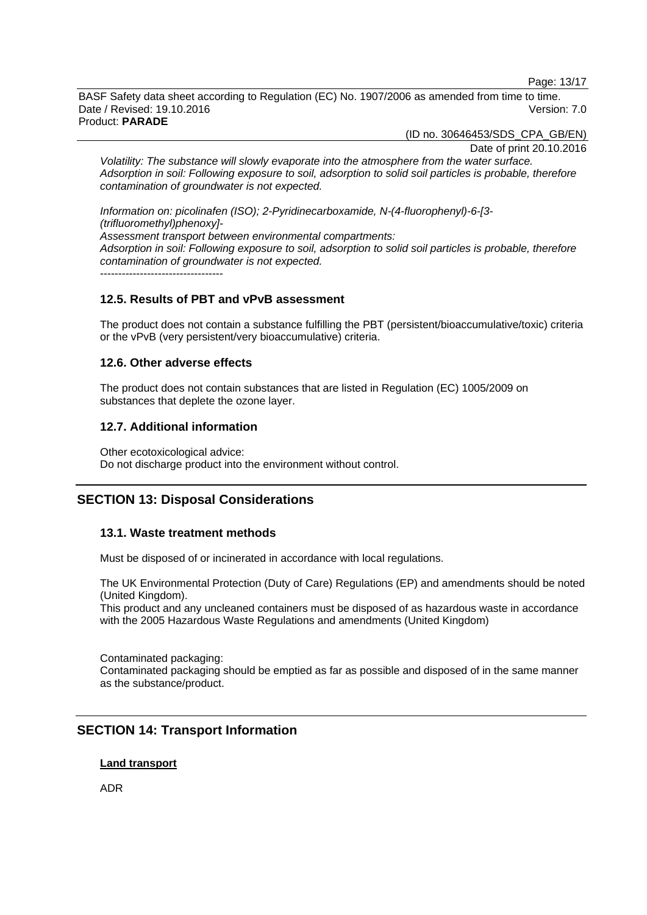*Volatility: The substance will slowly evaporate into the atmosphere from the water surface.*
*Adsorption in soil: Following exposure to soil, adsorption to solid soil particles is probable, therefore contamination of groundwater is not expected.*

*Information on: picolinafen (ISO); 2-Pyridinecarboxamide, N-(4-fluorophenyl)-6-[3-(trifluoromethyl)phenoxy]-*
*Assessment transport between environmental compartments:*
*Adsorption in soil: Following exposure to soil, adsorption to solid soil particles is probable, therefore contamination of groundwater is not expected.*
----------------------------------

### 12.5. Results of PBT and vPvB assessment

The product does not contain a substance fulfilling the PBT (persistent/bioaccumulative/toxic) criteria or the vPvB (very persistent/very bioaccumulative) criteria.

### 12.6. Other adverse effects

The product does not contain substances that are listed in Regulation (EC) 1005/2009 on substances that deplete the ozone layer.

### 12.7. Additional information

Other ecotoxicological advice:
Do not discharge product into the environment without control.

## SECTION 13: Disposal Considerations

### 13.1. Waste treatment methods

Must be disposed of or incinerated in accordance with local regulations.

The UK Environmental Protection (Duty of Care) Regulations (EP) and amendments should be noted (United Kingdom).
This product and any uncleaned containers must be disposed of as hazardous waste in accordance with the 2005 Hazardous Waste Regulations and amendments (United Kingdom)

Contaminated packaging:
Contaminated packaging should be emptied as far as possible and disposed of in the same manner as the substance/product.

## SECTION 14: Transport Information

**Land transport**

ADR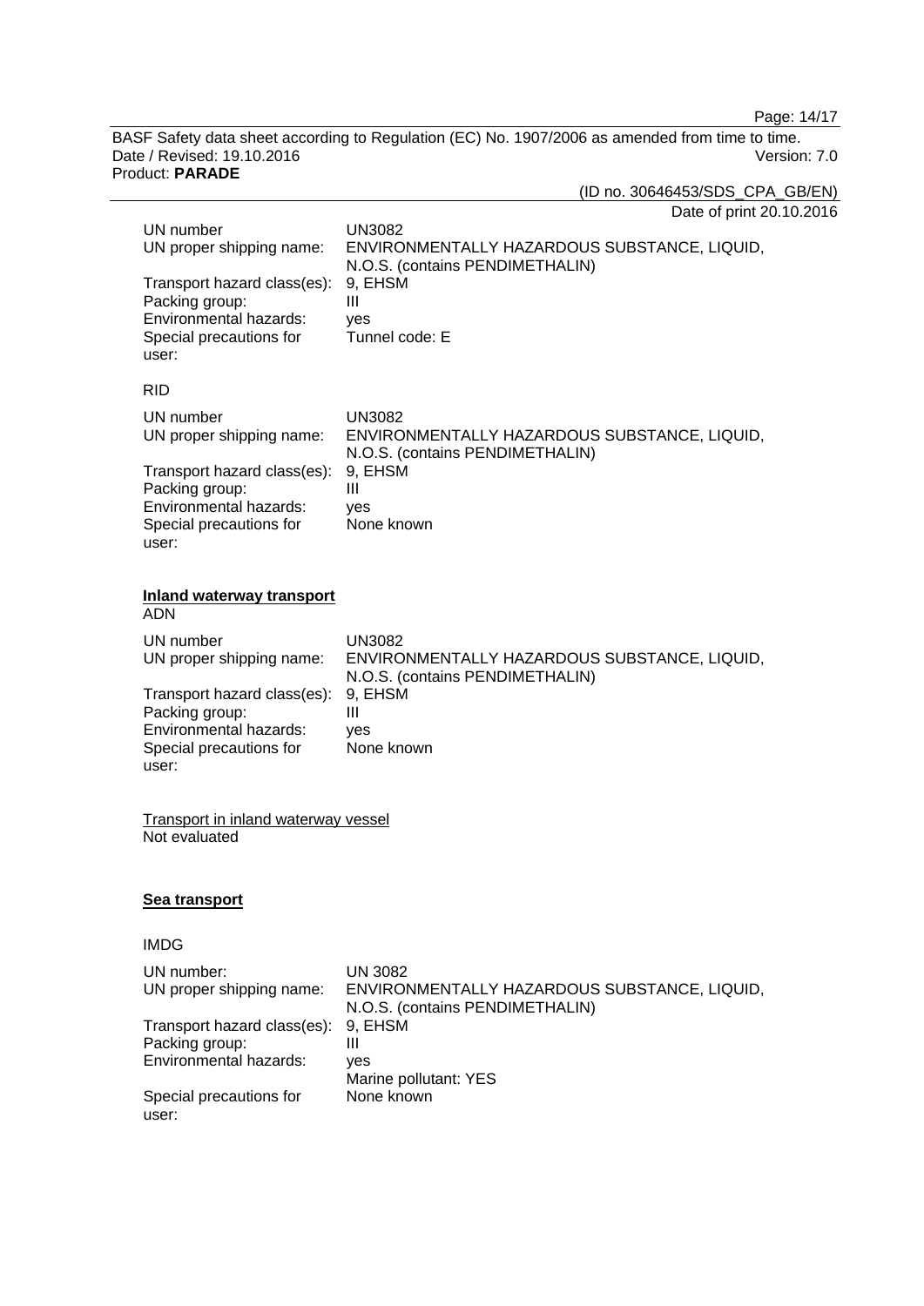Date of print 20.10.2016

| | |
|---|---|
| UN number | UN3082 |
| UN proper shipping name: | ENVIRONMENTALLY HAZARDOUS SUBSTANCE, LIQUID, N.O.S. (contains PENDIMETHALIN) |
| Transport hazard class(es): | 9, EHSM |
| Packing group: | III |
| Environmental hazards: | yes |
| Special precautions for user: | Tunnel code: E |

RID

| | |
|---|---|
| UN number | UN3082 |
| UN proper shipping name: | ENVIRONMENTALLY HAZARDOUS SUBSTANCE, LIQUID, N.O.S. (contains PENDIMETHALIN) |
| Transport hazard class(es): | 9, EHSM |
| Packing group: | III |
| Environmental hazards: | yes |
| Special precautions for user: | None known |

**Inland waterway transport**

ADN

| | |
|---|---|
| UN number | UN3082 |
| UN proper shipping name: | ENVIRONMENTALLY HAZARDOUS SUBSTANCE, LIQUID, N.O.S. (contains PENDIMETHALIN) |
| Transport hazard class(es): | 9, EHSM |
| Packing group: | III |
| Environmental hazards: | yes |
| Special precautions for user: | None known |

Transport in inland waterway vessel

Not evaluated

**Sea transport**

IMDG

| | |
|---|---|
| UN number: | UN 3082 |
| UN proper shipping name: | ENVIRONMENTALLY HAZARDOUS SUBSTANCE, LIQUID, N.O.S. (contains PENDIMETHALIN) |
| Transport hazard class(es): | 9, EHSM |
| Packing group: | III |
| Environmental hazards: | yes<br>Marine pollutant: YES |
| Special precautions for user: | None known |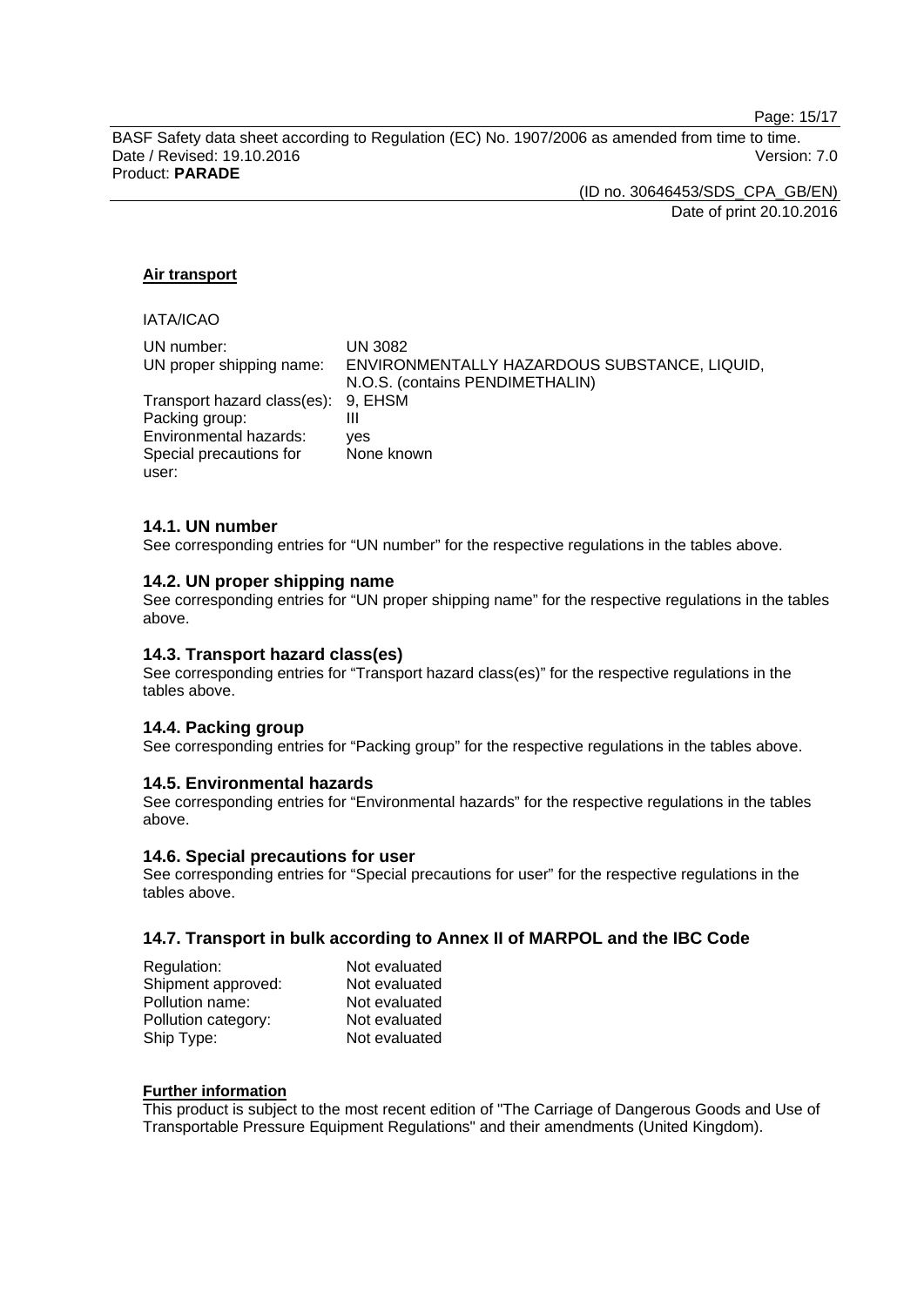**Air transport**

IATA/ICAO

| | |
|---|---|
| UN number: | UN 3082 |
| UN proper shipping name: | ENVIRONMENTALLY HAZARDOUS SUBSTANCE, LIQUID, N.O.S. (contains PENDIMETHALIN) |
| Transport hazard class(es): | 9, EHSM |
| Packing group: | III |
| Environmental hazards: | yes |
| Special precautions for user: | None known |

### 14.1. UN number

See corresponding entries for “UN number” for the respective regulations in the tables above.

### 14.2. UN proper shipping name

See corresponding entries for “UN proper shipping name” for the respective regulations in the tables above.

### 14.3. Transport hazard class(es)

See corresponding entries for “Transport hazard class(es)” for the respective regulations in the tables above.

### 14.4. Packing group

See corresponding entries for “Packing group” for the respective regulations in the tables above.

### 14.5. Environmental hazards

See corresponding entries for “Environmental hazards” for the respective regulations in the tables above.

### 14.6. Special precautions for user

See corresponding entries for “Special precautions for user” for the respective regulations in the tables above.

### 14.7. Transport in bulk according to Annex II of MARPOL and the IBC Code

| | |
|---|---|
| Regulation: | Not evaluated |
| Shipment approved: | Not evaluated |
| Pollution name: | Not evaluated |
| Pollution category: | Not evaluated |
| Ship Type: | Not evaluated |

**Further information**

This product is subject to the most recent edition of "The Carriage of Dangerous Goods and Use of Transportable Pressure Equipment Regulations" and their amendments (United Kingdom).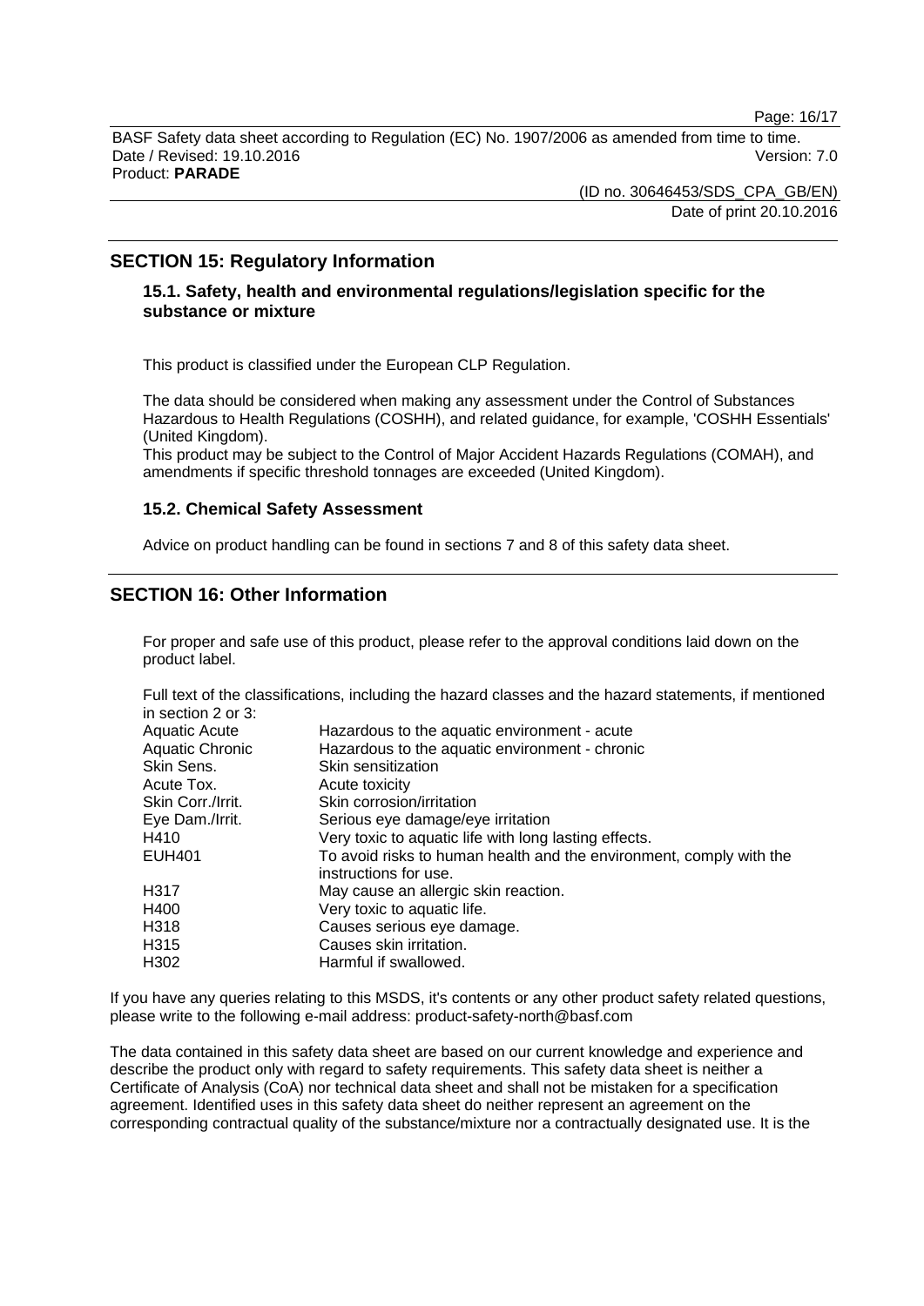## SECTION 15: Regulatory Information

### 15.1. Safety, health and environmental regulations/legislation specific for the substance or mixture

This product is classified under the European CLP Regulation.

The data should be considered when making any assessment under the Control of Substances Hazardous to Health Regulations (COSHH), and related guidance, for example, 'COSHH Essentials' (United Kingdom).
This product may be subject to the Control of Major Accident Hazards Regulations (COMAH), and amendments if specific threshold tonnages are exceeded (United Kingdom).

### 15.2. Chemical Safety Assessment

Advice on product handling can be found in sections 7 and 8 of this safety data sheet.

## SECTION 16: Other Information

For proper and safe use of this product, please refer to the approval conditions laid down on the product label.

Full text of the classifications, including the hazard classes and the hazard statements, if mentioned in section 2 or 3:

| | |
|---|---|
| Aquatic Acute | Hazardous to the aquatic environment - acute |
| Aquatic Chronic | Hazardous to the aquatic environment - chronic |
| Skin Sens. | Skin sensitization |
| Acute Tox. | Acute toxicity |
| Skin Corr./Irrit. | Skin corrosion/irritation |
| Eye Dam./Irrit. | Serious eye damage/eye irritation |
| H410 | Very toxic to aquatic life with long lasting effects. |
| EUH401 | To avoid risks to human health and the environment, comply with the instructions for use. |
| H317 | May cause an allergic skin reaction. |
| H400 | Very toxic to aquatic life. |
| H318 | Causes serious eye damage. |
| H315 | Causes skin irritation. |
| H302 | Harmful if swallowed. |

If you have any queries relating to this MSDS, it's contents or any other product safety related questions, please write to the following e-mail address: product-safety-north@basf.com

The data contained in this safety data sheet are based on our current knowledge and experience and describe the product only with regard to safety requirements. This safety data sheet is neither a Certificate of Analysis (CoA) nor technical data sheet and shall not be mistaken for a specification agreement. Identified uses in this safety data sheet do neither represent an agreement on the corresponding contractual quality of the substance/mixture nor a contractually designated use. It is the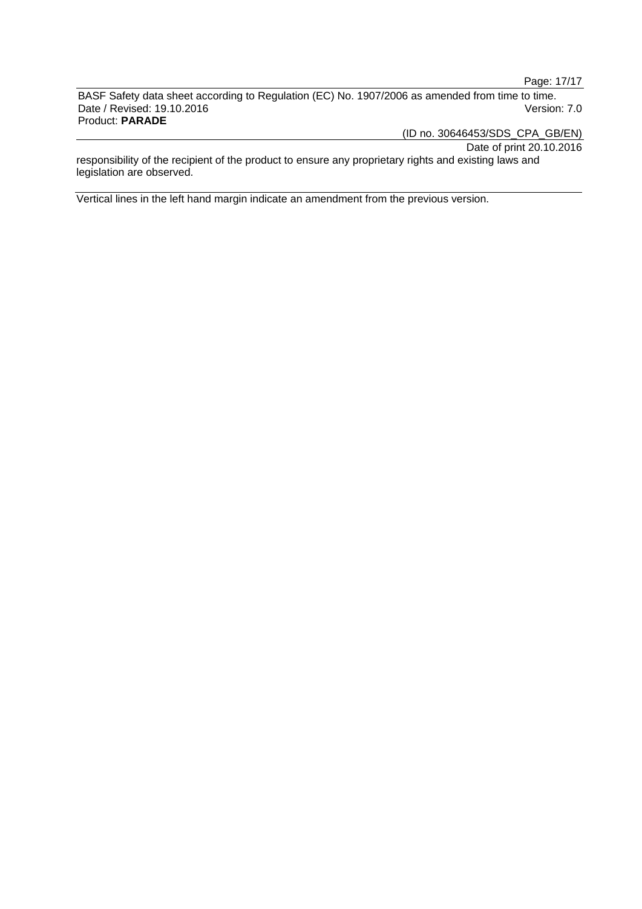responsibility of the recipient of the product to ensure any proprietary rights and existing laws and legislation are observed.

---

Vertical lines in the left hand margin indicate an amendment from the previous version.